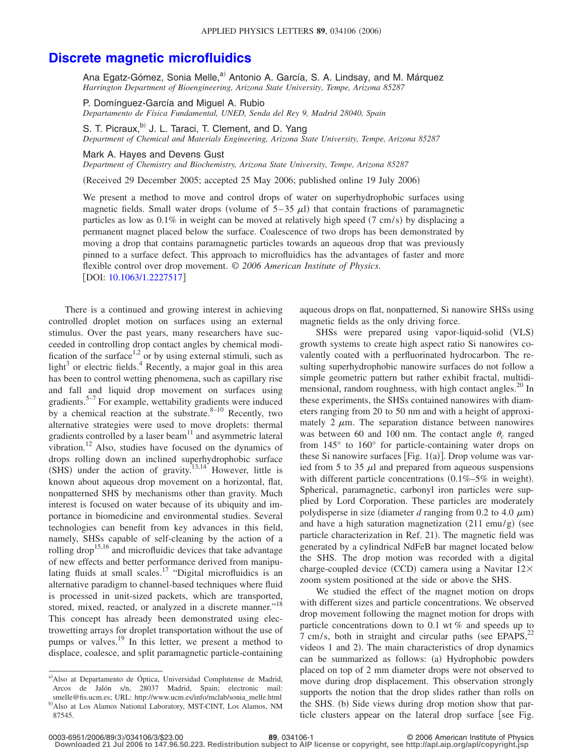# Discrete magnetic microfluidics

Ana Egatz-Gómez, Sonia Melle,[a] Antonio A. García, S. A. Lindsay, and M. Márquez
*Harrington Department of Bioengineering, Arizona State University, Tempe, Arizona 85287*

P. Domínguez-García and Miguel A. Rubio
*Departamento de Física Fundamental, UNED, Senda del Rey 9, Madrid 28040, Spain*

S. T. Picraux,[b] J. L. Taraci, T. Clement, and D. Yang
*Department of Chemical and Materials Engineering, Arizona State University, Tempe, Arizona 85287*

Mark A. Hayes and Devens Gust
*Department of Chemistry and Biochemistry, Arizona State University, Tempe, Arizona 85287*

(Received 29 December 2005; accepted 25 May 2006; published online 19 July 2006)

We present a method to move and control drops of water on superhydrophobic surfaces using magnetic fields. Small water drops (volume of 5–35 $\mu$l) that contain fractions of paramagnetic particles as low as 0.1% in weight can be moved at relatively high speed (7 cm/s) by displacing a permanent magnet placed below the surface. Coalescence of two drops has been demonstrated by moving a drop that contains paramagnetic particles towards an aqueous drop that was previously pinned to a surface defect. This approach to microfluidics has the advantages of faster and more flexible control over drop movement. *© 2006 American Institute of Physics.*
[DOI: 10.1063/1.2227517]

There is a continued and growing interest in achieving controlled droplet motion on surfaces using an external stimulus. Over the past years, many researchers have succeeded in controlling drop contact angles by chemical modification of the surface[1,2] or by using external stimuli, such as light[3] or electric fields.[4] Recently, a major goal in this area has been to control wetting phenomena, such as capillary rise and fall and liquid drop movement on surfaces using gradients.[5–7] For example, wettability gradients were induced by a chemical reaction at the substrate.[8–10] Recently, two alternative strategies were used to move droplets: thermal gradients controlled by a laser beam[11] and asymmetric lateral vibration.[12] Also, studies have focused on the dynamics of drops rolling down an inclined superhydrophobic surface (SHS) under the action of gravity.[13,14] However, little is known about aqueous drop movement on a horizontal, flat, nonpatterned SHS by mechanisms other than gravity. Much interest is focused on water because of its ubiquity and importance in biomedicine and environmental studies. Several technologies can benefit from key advances in this field, namely, SHSs capable of self-cleaning by the action of a rolling drop[15,16] and microfluidic devices that take advantage of new effects and better performance derived from manipulating fluids at small scales.[17] "Digital microfluidics is an alternative paradigm to channel-based techniques where fluid is processed in unit-sized packets, which are transported, stored, mixed, reacted, or analyzed in a discrete manner."[18] This concept has already been demonstrated using electrowetting arrays for droplet transportation without the use of pumps or valves.[19] In this letter, we present a method to displace, coalesce, and split paramagnetic particle-containing aqueous drops on flat, nonpatterned, Si nanowire SHSs using magnetic fields as the only driving force.

SHSs were prepared using vapor-liquid-solid (VLS) growth systems to create high aspect ratio Si nanowires covalently coated with a perfluorinated hydrocarbon. The resulting superhydrophobic nanowire surfaces do not follow a simple geometric pattern but rather exhibit fractal, multidimensional, random roughness, with high contact angles.[20] In these experiments, the SHSs contained nanowires with diameters ranging from 20 to 50 nm and with a height of approximately 2 $\mu$m. The separation distance between nanowires was between 60 and 100 nm. The contact angle $\theta_c$ ranged from 145° to 160° for particle-containing water drops on these Si nanowire surfaces [Fig. 1(a)]. Drop volume was varied from 5 to 35 $\mu$l and prepared from aqueous suspensions with different particle concentrations (0.1%–5% in weight). Spherical, paramagnetic, carbonyl iron particles were supplied by Lord Corporation. These particles are moderately polydisperse in size (diameter $d$ ranging from 0.2 to 4.0 $\mu$m) and have a high saturation magnetization (211 emu/g) (see particle characterization in Ref. 21). The magnetic field was generated by a cylindrical NdFeB bar magnet located below the SHS. The drop motion was recorded with a digital charge-coupled device (CCD) camera using a Navitar 12× zoom system positioned at the side or above the SHS.

We studied the effect of the magnet motion on drops with different sizes and particle concentrations. We observed drop movement following the magnet motion for drops with particle concentrations down to 0.1 wt % and speeds up to 7 cm/s, both in straight and circular paths (see EPAPS,[22] videos 1 and 2). The main characteristics of drop dynamics can be summarized as follows: (a) Hydrophobic powders placed on top of 2 mm diameter drops were not observed to move during drop displacement. This observation strongly supports the notion that the drop slides rather than rolls on the SHS. (b) Side views during drop motion show that particle clusters appear on the lateral drop surface [see Fig.

---

[a] Also at Departamento de Óptica, Universidad Complutense de Madrid, Arcos de Jalón s/n, 28037 Madrid, Spain; electronic mail: smelle@fis.ucm.es; URL: http://www.ucm.es/info/mclab/sonia_melle.html

[b] Also at Los Alamos National Laboratory, MST-CINT, Los Alamos, NM 87545.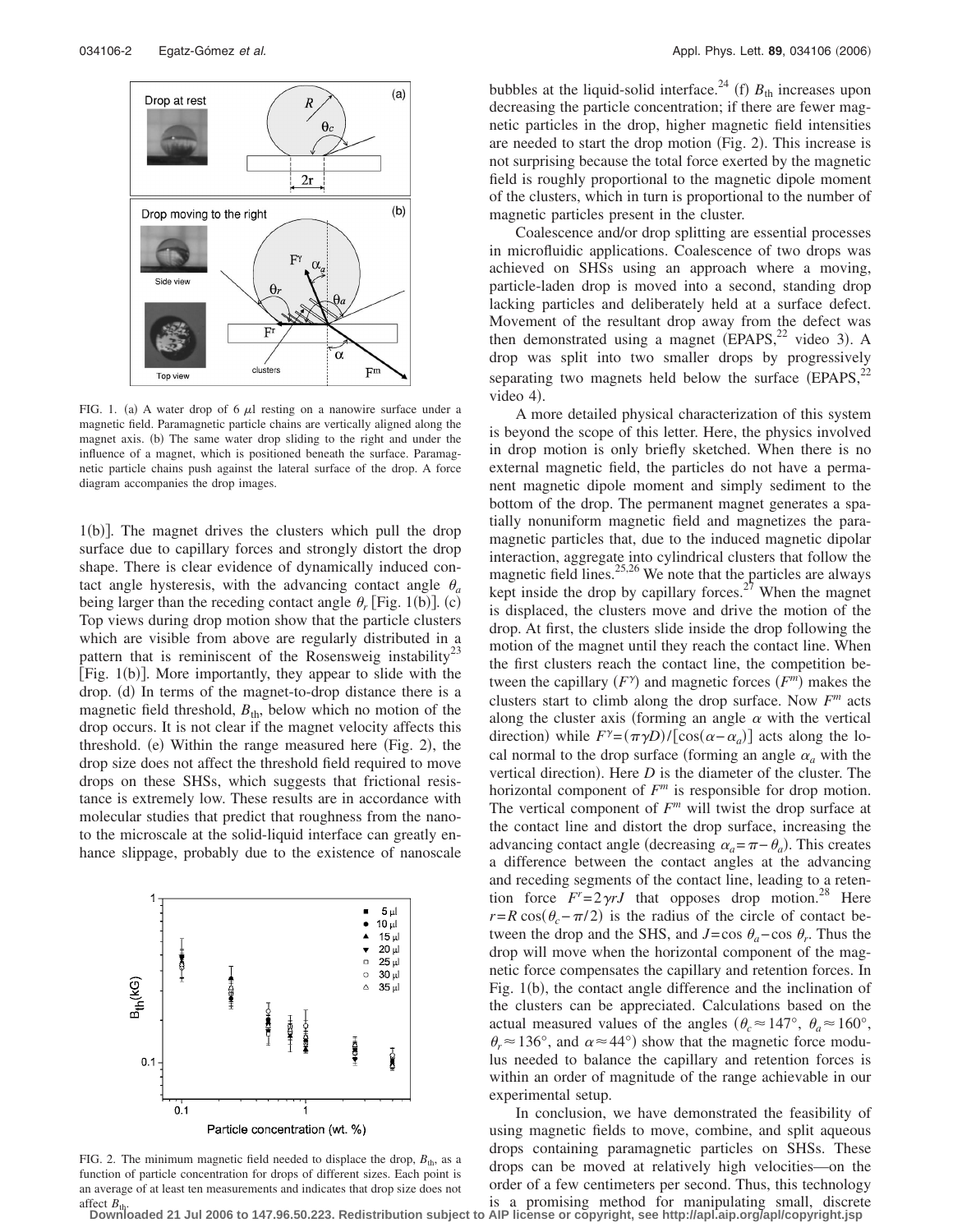FIG. 1. (a) A water drop of 6 μl resting on a nanowire surface under a magnetic field. Paramagnetic particle chains are vertically aligned along the magnet axis. (b) The same water drop sliding to the right and under the influence of a magnet, which is positioned beneath the surface. Paramagnetic particle chains push against the lateral surface of the drop. A force diagram accompanies the drop images.

1(b)]. The magnet drives the clusters which pull the drop surface due to capillary forces and strongly distort the drop shape. There is clear evidence of dynamically induced contact angle hysteresis, with the advancing contact angle $\theta_a$ being larger than the receding contact angle $\theta_r$ [Fig. 1(b)]. (c) Top views during drop motion show that the particle clusters which are visible from above are regularly distributed in a pattern that is reminiscent of the Rosensweig instability[23] [Fig. 1(b)]. More importantly, they appear to slide with the drop. (d) In terms of the magnet-to-drop distance there is a magnetic field threshold, $B_{\text{th}}$, below which no motion of the drop occurs. It is not clear if the magnet velocity affects this threshold. (e) Within the range measured here (Fig. 2), the drop size does not affect the threshold field required to move drops on these SHSs, which suggests that frictional resistance is extremely low. These results are in accordance with molecular studies that predict that roughness from the nano- to the microscale at the solid-liquid interface can greatly enhance slippage, probably due to the existence of nanoscale bubbles at the liquid-solid interface.[24] (f) $B_{\text{th}}$ increases upon decreasing the particle concentration; if there are fewer magnetic particles in the drop, higher magnetic field intensities are needed to start the drop motion (Fig. 2). This increase is not surprising because the total force exerted by the magnetic field is roughly proportional to the magnetic dipole moment of the clusters, which in turn is proportional to the number of magnetic particles present in the cluster.

FIG. 2. The minimum magnetic field needed to displace the drop, $B_{\text{th}}$, as a function of particle concentration for drops of different sizes. Each point is an average of at least ten measurements and indicates that drop size does not affect $B_{\text{th}}$.

Coalescence and/or drop splitting are essential processes in microfluidic applications. Coalescence of two drops was achieved on SHSs using an approach where a moving, particle-laden drop is moved into a second, standing drop lacking particles and deliberately held at a surface defect. Movement of the resultant drop away from the defect was then demonstrated using a magnet (EPAPS,[22] video 3). A drop was split into two smaller drops by progressively separating two magnets held below the surface (EPAPS,[22] video 4).

A more detailed physical characterization of this system is beyond the scope of this letter. Here, the physics involved in drop motion is only briefly sketched. When there is no external magnetic field, the particles do not have a permanent magnetic dipole moment and simply sediment to the bottom of the drop. The permanent magnet generates a spatially nonuniform magnetic field and magnetizes the paramagnetic particles that, due to the induced magnetic dipolar interaction, aggregate into cylindrical clusters that follow the magnetic field lines.[25,26] We note that the particles are always kept inside the drop by capillary forces.[27] When the magnet is displaced, the clusters move and drive the motion of the drop. At first, the clusters slide inside the drop following the motion of the magnet until they reach the contact line. When the first clusters reach the contact line, the competition between the capillary ($F^{\gamma}$) and magnetic forces ($F^{m}$) makes the clusters start to climb along the drop surface. Now $F^{m}$ acts along the cluster axis (forming an angle $\alpha$ with the vertical direction) while $F^{\gamma}=(\pi\gamma D)/[\cos(\alpha-\alpha_a)]$ acts along the local normal to the drop surface (forming an angle $\alpha_a$ with the vertical direction). Here $D$ is the diameter of the cluster. The horizontal component of $F^{m}$ is responsible for drop motion. The vertical component of $F^{m}$ will twist the drop surface at the contact line and distort the drop surface, increasing the advancing contact angle (decreasing $\alpha_a=\pi-\theta_a$). This creates a difference between the contact angles at the advancing and receding segments of the contact line, leading to a retention force $F^{r}=2\gamma rJ$ that opposes drop motion.[28] Here $r=R\cos(\theta_c-\pi/2)$ is the radius of the circle of contact between the drop and the SHS, and $J=\cos\theta_a-\cos\theta_r$. Thus the drop will move when the horizontal component of the magnetic force compensates the capillary and retention forces. In Fig. 1(b), the contact angle difference and the inclination of the clusters can be appreciated. Calculations based on the actual measured values of the angles ($\theta_c\approx 147°$, $\theta_a\approx 160°$, $\theta_r\approx 136°$, and $\alpha\approx 44°$) show that the magnetic force modulus needed to balance the capillary and retention forces is within an order of magnitude of the range achievable in our experimental setup.

In conclusion, we have demonstrated the feasibility of using magnetic fields to move, combine, and split aqueous drops containing paramagnetic particles on SHSs. These drops can be moved at relatively high velocities—on the order of a few centimeters per second. Thus, this technology is a promising method for manipulating small, discrete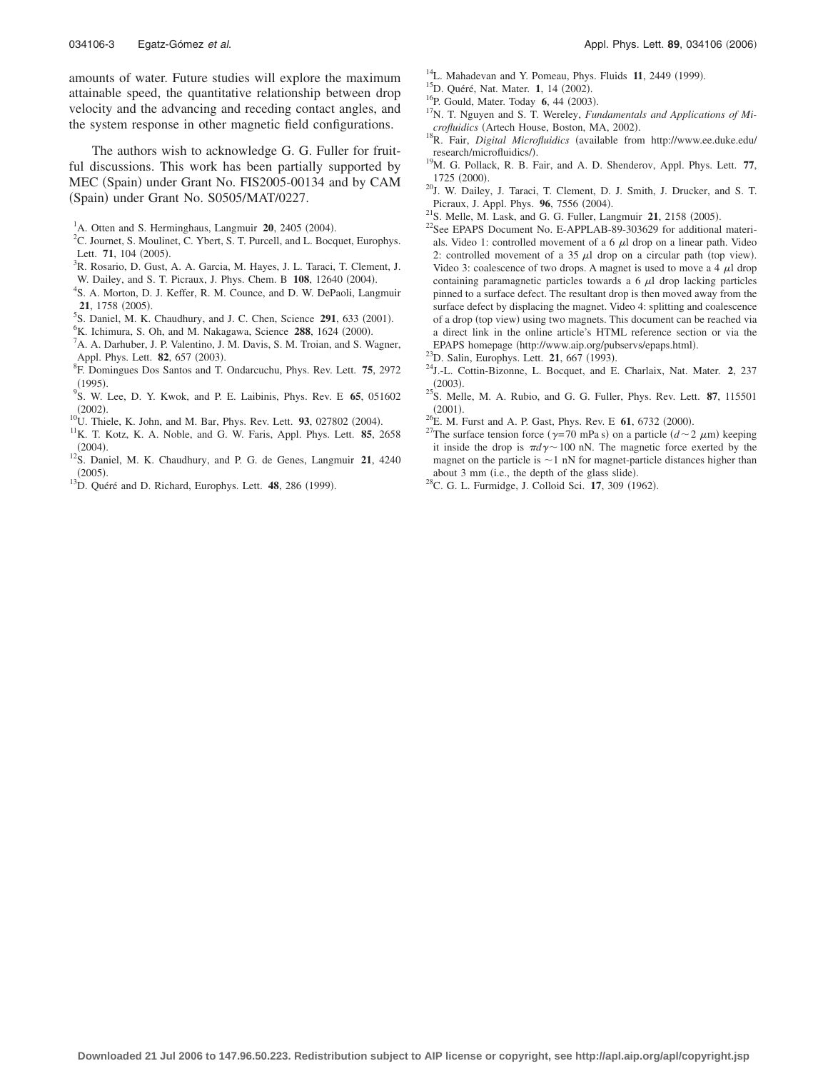amounts of water. Future studies will explore the maximum attainable speed, the quantitative relationship between drop velocity and the advancing and receding contact angles, and the system response in other magnetic field configurations.

The authors wish to acknowledge G. G. Fuller for fruitful discussions. This work has been partially supported by MEC (Spain) under Grant No. FIS2005-00134 and by CAM (Spain) under Grant No. S0505/MAT/0227.

[1] A. Otten and S. Herminghaus, Langmuir **20**, 2405 (2004).

[2] C. Journet, S. Moulinet, C. Ybert, S. T. Purcell, and L. Bocquet, Europhys. Lett. **71**, 104 (2005).

[3] R. Rosario, D. Gust, A. A. Garcia, M. Hayes, J. L. Taraci, T. Clement, J. W. Dailey, and S. T. Picraux, J. Phys. Chem. B **108**, 12640 (2004).

[4] S. A. Morton, D. J. Keffer, R. M. Counce, and D. W. DePaoli, Langmuir **21**, 1758 (2005).

[5] S. Daniel, M. K. Chaudhury, and J. C. Chen, Science **291**, 633 (2001).

[6] K. Ichimura, S. Oh, and M. Nakagawa, Science **288**, 1624 (2000).

[7] A. A. Darhuber, J. P. Valentino, J. M. Davis, S. M. Troian, and S. Wagner, Appl. Phys. Lett. **82**, 657 (2003).

[8] F. Domingues Dos Santos and T. Ondarcuchu, Phys. Rev. Lett. **75**, 2972 (1995).

[9] S. W. Lee, D. Y. Kwok, and P. E. Laibinis, Phys. Rev. E **65**, 051602 (2002).

[10] U. Thiele, K. John, and M. Bar, Phys. Rev. Lett. **93**, 027802 (2004).

[11] K. T. Kotz, K. A. Noble, and G. W. Faris, Appl. Phys. Lett. **85**, 2658 (2004).

[12] S. Daniel, M. K. Chaudhury, and P. G. de Genes, Langmuir **21**, 4240 (2005).

[13] D. Quéré and D. Richard, Europhys. Lett. **48**, 286 (1999).

[14] L. Mahadevan and Y. Pomeau, Phys. Fluids **11**, 2449 (1999).

[15] D. Quéré, Nat. Mater. **1**, 14 (2002).

[16] P. Gould, Mater. Today **6**, 44 (2003).

[17] N. T. Nguyen and S. T. Wereley, *Fundamentals and Applications of Microfluidics* (Artech House, Boston, MA, 2002).

[18] R. Fair, *Digital Microfluidics* (available from http://www.ee.duke.edu/research/microfluidics/).

[19] M. G. Pollack, R. B. Fair, and A. D. Shenderov, Appl. Phys. Lett. **77**, 1725 (2000).

[20] J. W. Dailey, J. Taraci, T. Clement, D. J. Smith, J. Drucker, and S. T. Picraux, J. Appl. Phys. **96**, 7556 (2004).

[21] S. Melle, M. Lask, and G. G. Fuller, Langmuir **21**, 2158 (2005).

[22] See EPAPS Document No. E-APPLAB-89-303629 for additional materials. Video 1: controlled movement of a 6 $\mu$l drop on a linear path. Video 2: controlled movement of a 35 $\mu$l drop on a circular path (top view). Video 3: coalescence of two drops. A magnet is used to move a 4 $\mu$l drop containing paramagnetic particles towards a 6 $\mu$l drop lacking particles pinned to a surface defect. The resultant drop is then moved away from the surface defect by displacing the magnet. Video 4: splitting and coalescence of a drop (top view) using two magnets. This document can be reached via a direct link in the online article's HTML reference section or via the EPAPS homepage (http://www.aip.org/pubservs/epaps.html).

[23] D. Salin, Europhys. Lett. **21**, 667 (1993).

[24] J.-L. Cottin-Bizonne, L. Bocquet, and E. Charlaix, Nat. Mater. **2**, 237 (2003).

[25] S. Melle, M. A. Rubio, and G. G. Fuller, Phys. Rev. Lett. **87**, 115501 (2001).

[26] E. M. Furst and A. P. Gast, Phys. Rev. E **61**, 6732 (2000).

[27] The surface tension force ($\gamma$=70 mPa s) on a particle ($d\sim 2$ $\mu$m) keeping it inside the drop is $\pi d\gamma \sim 100$ nN. The magnetic force exerted by the magnet on the particle is $\sim$1 nN for magnet-particle distances higher than about 3 mm (i.e., the depth of the glass slide).

[28] C. G. L. Furmidge, J. Colloid Sci. **17**, 309 (1962).